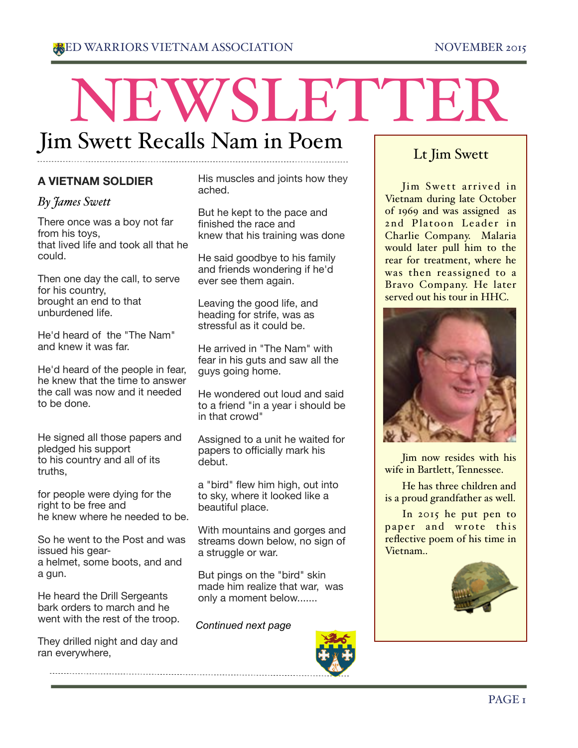// NEWSLETTER

# NEWSLETTER

## Jim Swett Recalls Nam in Poem

### A VIETNAM SOLDIER

*By James Swett*

There once was a boy not far from his toys,
that lived life and took all that he could.

Then one day the call, to serve for his country,
brought an end to that unburdened life.

He'd heard of the "The Nam" and knew it was far.

He'd heard of the people in fear, he knew that the time to answer the call was now and it needed to be done.

He signed all those papers and pledged his support
to his country and all of its truths,

for people were dying for the right to be free and
he knew where he needed to be.

So he went to the Post and was issued his gear-
a helmet, some boots, and and a gun.

He heard the Drill Sergeants bark orders to march and he went with the rest of the troop.

They drilled night and day and ran everywhere,

His muscles and joints how they ached.

But he kept to the pace and finished the race and
knew that his training was done

He said goodbye to his family and friends wondering if he'd ever see them again.

Leaving the good life, and heading for strife, was as stressful as it could be.

He arrived in "The Nam" with fear in his guts and saw all the guys going home.

He wondered out loud and said to a friend "in a year i should be in that crowd"

Assigned to a unit he waited for papers to officially mark his debut.

a "bird" flew him high, out into to sky, where it looked like a beautiful place.

With mountains and gorges and streams down below, no sign of a struggle or war.

But pings on the "bird" skin made him realize that war, was only a moment below.......

*Continued next page*

### Lt Jim Swett

Jim Swett arrived in Vietnam during late October of 1969 and was assigned as 2nd Platoon Leader in Charlie Company. Malaria would later pull him to the rear for treatment, where he was then reassigned to a Bravo Company. He later served out his tour in HHC.

Jim now resides with his wife in Bartlett, Tennessee.

He has three children and is a proud grandfather as well.

In 2015 he put pen to paper and wrote this reflective poem of his time in Vietnam..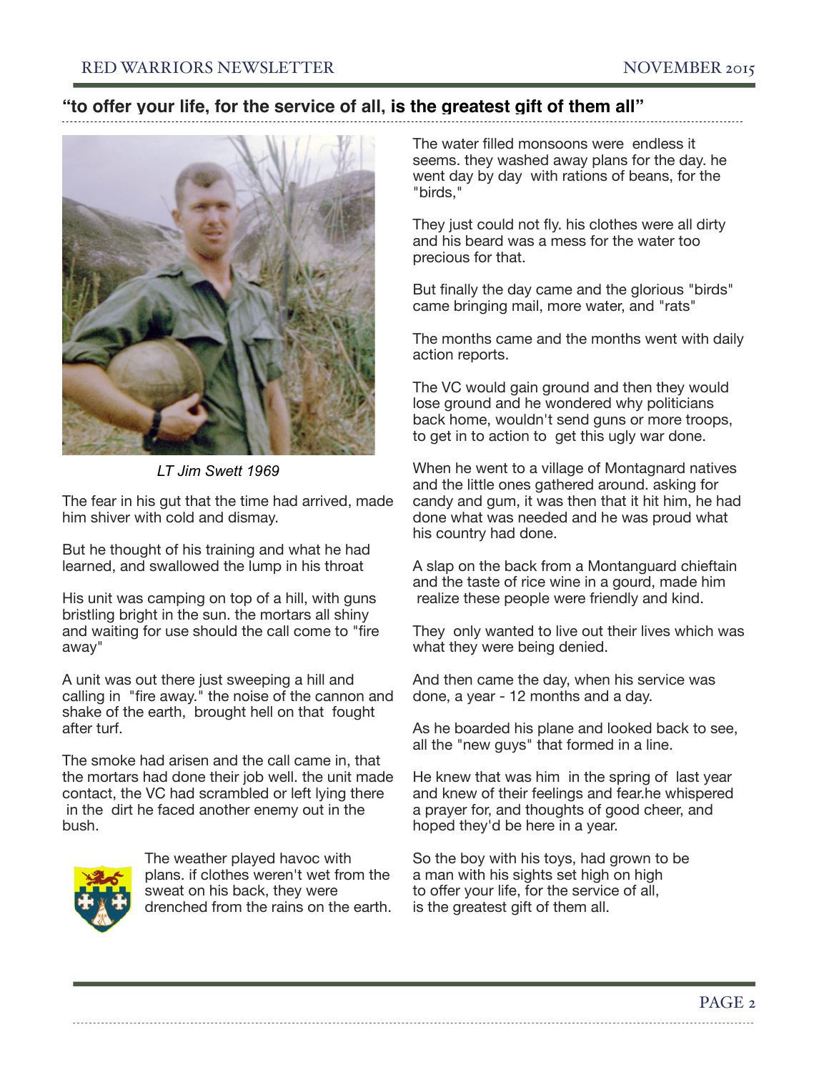**“to offer your life, for the service of all, is the greatest gift of them all”**

*LT Jim Swett 1969*

The fear in his gut that the time had arrived, made him shiver with cold and dismay.

But he thought of his training and what he had learned, and swallowed the lump in his throat

His unit was camping on top of a hill, with guns bristling bright in the sun. the mortars all shiny and waiting for use should the call come to "fire away"

A unit was out there just sweeping a hill and calling in "fire away." the noise of the cannon and shake of the earth, brought hell on that fought after turf.

The smoke had arisen and the call came in, that the mortars had done their job well. the unit made contact, the VC had scrambled or left lying there in the dirt he faced another enemy out in the bush.

The weather played havoc with plans. if clothes weren't wet from the sweat on his back, they were drenched from the rains on the earth.

The water filled monsoons were endless it seems. they washed away plans for the day. he went day by day with rations of beans, for the "birds,"

They just could not fly. his clothes were all dirty and his beard was a mess for the water too precious for that.

But finally the day came and the glorious "birds" came bringing mail, more water, and "rats"

The months came and the months went with daily action reports.

The VC would gain ground and then they would lose ground and he wondered why politicians back home, wouldn't send guns or more troops, to get in to action to get this ugly war done.

When he went to a village of Montagnard natives and the little ones gathered around. asking for candy and gum, it was then that it hit him, he had done what was needed and he was proud what his country had done.

A slap on the back from a Montanguard chieftain and the taste of rice wine in a gourd, made him realize these people were friendly and kind.

They only wanted to live out their lives which was what they were being denied.

And then came the day, when his service was done, a year - 12 months and a day.

As he boarded his plane and looked back to see, all the "new guys" that formed in a line.

He knew that was him in the spring of last year and knew of their feelings and fear.he whispered a prayer for, and thoughts of good cheer, and hoped they'd be here in a year.

So the boy with his toys, had grown to be
a man with his sights set high on high
to offer your life, for the service of all,
is the greatest gift of them all.